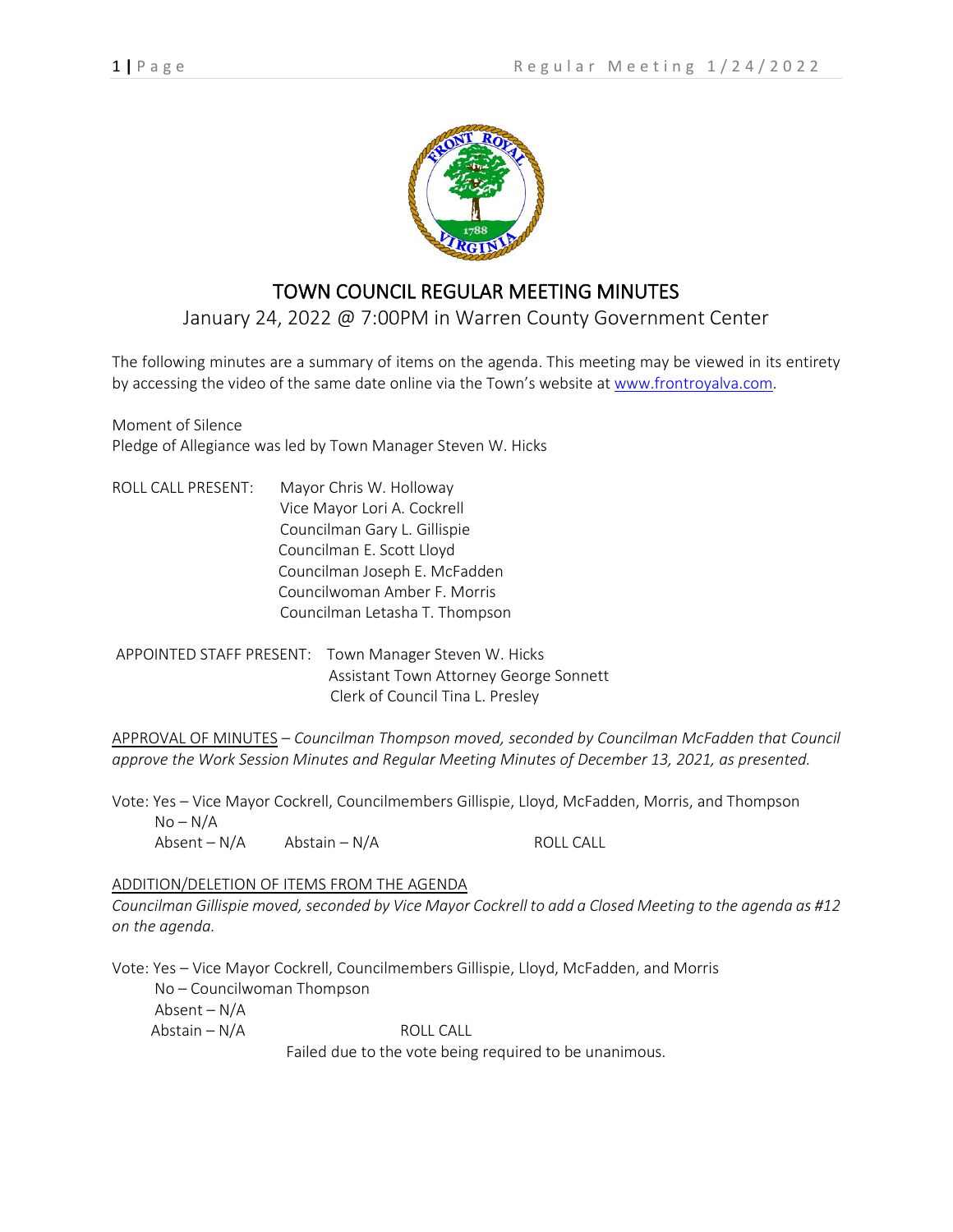# TOWN COUNCIL REGULAR MEETING MINUTES

January 24, 2022 @ 7:00PM in Warren County Government Center

The following minutes are a summary of items on the agenda. This meeting may be viewed in its entirety by accessing the video of the same date online via the Town's website at www.frontroyalva.com.

Moment of Silence
Pledge of Allegiance was led by Town Manager Steven W. Hicks

ROLL CALL PRESENT:
Mayor Chris W. Holloway
Vice Mayor Lori A. Cockrell
Councilman Gary L. Gillispie
Councilman E. Scott Lloyd
Councilman Joseph E. McFadden
Councilwoman Amber F. Morris
Councilman Letasha T. Thompson

APPOINTED STAFF PRESENT:
Town Manager Steven W. Hicks
Assistant Town Attorney George Sonnett
Clerk of Council Tina L. Presley

APPROVAL OF MINUTES – *Councilman Thompson moved, seconded by Councilman McFadden that Council approve the Work Session Minutes and Regular Meeting Minutes of December 13, 2021, as presented.*

Vote: Yes – Vice Mayor Cockrell, Councilmembers Gillispie, Lloyd, McFadden, Morris, and Thompson
No – N/A
Absent – N/A Abstain – N/A ROLL CALL

ADDITION/DELETION OF ITEMS FROM THE AGENDA

*Councilman Gillispie moved, seconded by Vice Mayor Cockrell to add a Closed Meeting to the agenda as #12 on the agenda.*

Vote: Yes – Vice Mayor Cockrell, Councilmembers Gillispie, Lloyd, McFadden, and Morris
No – Councilwoman Thompson
Absent – N/A
Abstain – N/A ROLL CALL
Failed due to the vote being required to be unanimous.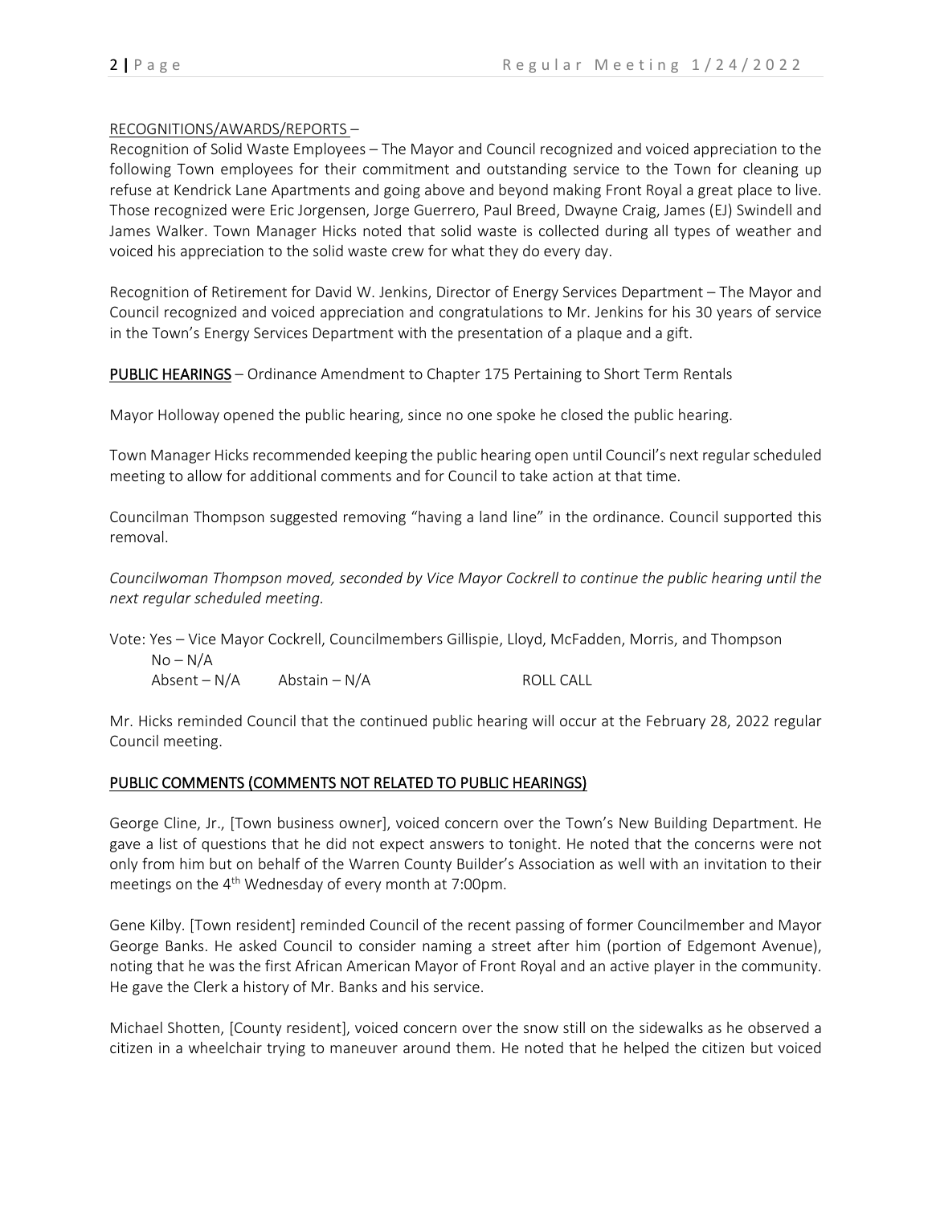RECOGNITIONS/AWARDS/REPORTS –

Recognition of Solid Waste Employees – The Mayor and Council recognized and voiced appreciation to the following Town employees for their commitment and outstanding service to the Town for cleaning up refuse at Kendrick Lane Apartments and going above and beyond making Front Royal a great place to live. Those recognized were Eric Jorgensen, Jorge Guerrero, Paul Breed, Dwayne Craig, James (EJ) Swindell and James Walker. Town Manager Hicks noted that solid waste is collected during all types of weather and voiced his appreciation to the solid waste crew for what they do every day.

Recognition of Retirement for David W. Jenkins, Director of Energy Services Department – The Mayor and Council recognized and voiced appreciation and congratulations to Mr. Jenkins for his 30 years of service in the Town's Energy Services Department with the presentation of a plaque and a gift.

**PUBLIC HEARINGS** – Ordinance Amendment to Chapter 175 Pertaining to Short Term Rentals

Mayor Holloway opened the public hearing, since no one spoke he closed the public hearing.

Town Manager Hicks recommended keeping the public hearing open until Council's next regular scheduled meeting to allow for additional comments and for Council to take action at that time.

Councilman Thompson suggested removing "having a land line" in the ordinance. Council supported this removal.

*Councilwoman Thompson moved, seconded by Vice Mayor Cockrell to continue the public hearing until the next regular scheduled meeting.*

Vote: Yes – Vice Mayor Cockrell, Councilmembers Gillispie, Lloyd, McFadden, Morris, and Thompson
No – N/A
Absent – N/A    Abstain – N/A    ROLL CALL

Mr. Hicks reminded Council that the continued public hearing will occur at the February 28, 2022 regular Council meeting.

PUBLIC COMMENTS (COMMENTS NOT RELATED TO PUBLIC HEARINGS)

George Cline, Jr., [Town business owner], voiced concern over the Town's New Building Department. He gave a list of questions that he did not expect answers to tonight. He noted that the concerns were not only from him but on behalf of the Warren County Builder's Association as well with an invitation to their meetings on the 4th Wednesday of every month at 7:00pm.

Gene Kilby. [Town resident] reminded Council of the recent passing of former Councilmember and Mayor George Banks. He asked Council to consider naming a street after him (portion of Edgemont Avenue), noting that he was the first African American Mayor of Front Royal and an active player in the community. He gave the Clerk a history of Mr. Banks and his service.

Michael Shotten, [County resident], voiced concern over the snow still on the sidewalks as he observed a citizen in a wheelchair trying to maneuver around them. He noted that he helped the citizen but voiced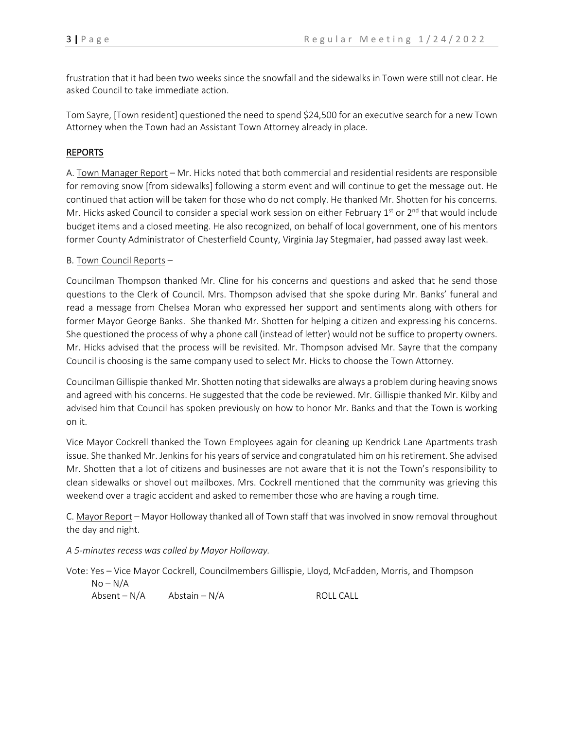frustration that it had been two weeks since the snowfall and the sidewalks in Town were still not clear. He asked Council to take immediate action.

Tom Sayre, [Town resident] questioned the need to spend $24,500 for an executive search for a new Town Attorney when the Town had an Assistant Town Attorney already in place.

## REPORTS

A. Town Manager Report – Mr. Hicks noted that both commercial and residential residents are responsible for removing snow [from sidewalks] following a storm event and will continue to get the message out. He continued that action will be taken for those who do not comply. He thanked Mr. Shotten for his concerns. Mr. Hicks asked Council to consider a special work session on either February 1st or 2nd that would include budget items and a closed meeting. He also recognized, on behalf of local government, one of his mentors former County Administrator of Chesterfield County, Virginia Jay Stegmaier, had passed away last week.

B. Town Council Reports –

Councilman Thompson thanked Mr. Cline for his concerns and questions and asked that he send those questions to the Clerk of Council. Mrs. Thompson advised that she spoke during Mr. Banks' funeral and read a message from Chelsea Moran who expressed her support and sentiments along with others for former Mayor George Banks. She thanked Mr. Shotten for helping a citizen and expressing his concerns. She questioned the process of why a phone call (instead of letter) would not be suffice to property owners. Mr. Hicks advised that the process will be revisited. Mr. Thompson advised Mr. Sayre that the company Council is choosing is the same company used to select Mr. Hicks to choose the Town Attorney.

Councilman Gillispie thanked Mr. Shotten noting that sidewalks are always a problem during heaving snows and agreed with his concerns. He suggested that the code be reviewed. Mr. Gillispie thanked Mr. Kilby and advised him that Council has spoken previously on how to honor Mr. Banks and that the Town is working on it.

Vice Mayor Cockrell thanked the Town Employees again for cleaning up Kendrick Lane Apartments trash issue. She thanked Mr. Jenkins for his years of service and congratulated him on his retirement. She advised Mr. Shotten that a lot of citizens and businesses are not aware that it is not the Town's responsibility to clean sidewalks or shovel out mailboxes. Mrs. Cockrell mentioned that the community was grieving this weekend over a tragic accident and asked to remember those who are having a rough time.

C. Mayor Report – Mayor Holloway thanked all of Town staff that was involved in snow removal throughout the day and night.

*A 5-minutes recess was called by Mayor Holloway.*

Vote: Yes – Vice Mayor Cockrell, Councilmembers Gillispie, Lloyd, McFadden, Morris, and Thompson
No – N/A
Absent – N/A Abstain – N/A ROLL CALL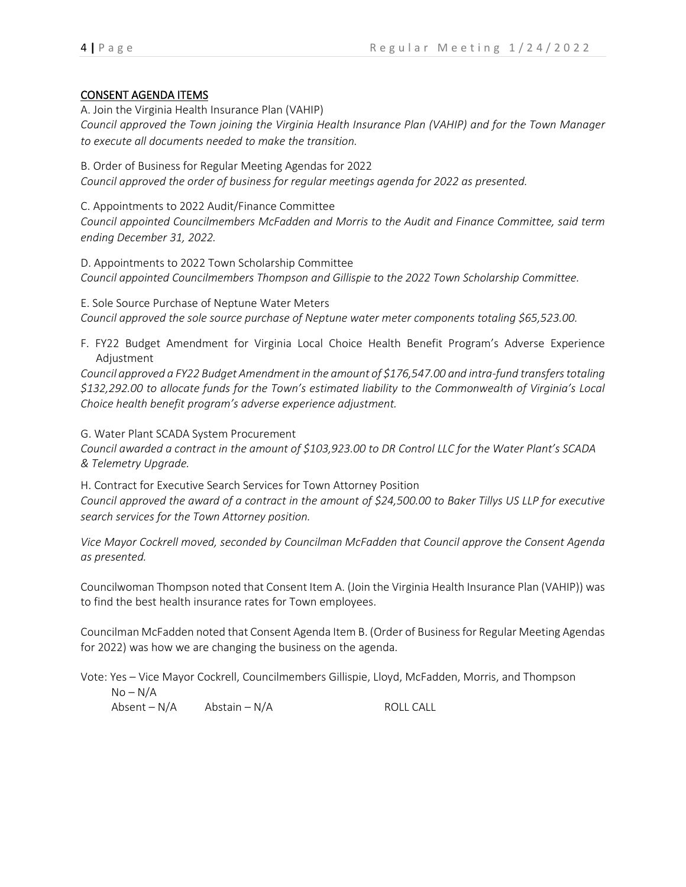## CONSENT AGENDA ITEMS

A. Join the Virginia Health Insurance Plan (VAHIP)
*Council approved the Town joining the Virginia Health Insurance Plan (VAHIP) and for the Town Manager to execute all documents needed to make the transition.*

B. Order of Business for Regular Meeting Agendas for 2022
*Council approved the order of business for regular meetings agenda for 2022 as presented.*

C. Appointments to 2022 Audit/Finance Committee
*Council appointed Councilmembers McFadden and Morris to the Audit and Finance Committee, said term ending December 31, 2022.*

D. Appointments to 2022 Town Scholarship Committee
*Council appointed Councilmembers Thompson and Gillispie to the 2022 Town Scholarship Committee.*

E. Sole Source Purchase of Neptune Water Meters
*Council approved the sole source purchase of Neptune water meter components totaling $65,523.00.*

F. FY22 Budget Amendment for Virginia Local Choice Health Benefit Program's Adverse Experience Adjustment
*Council approved a FY22 Budget Amendment in the amount of $176,547.00 and intra-fund transfers totaling $132,292.00 to allocate funds for the Town's estimated liability to the Commonwealth of Virginia's Local Choice health benefit program's adverse experience adjustment.*

G. Water Plant SCADA System Procurement
*Council awarded a contract in the amount of $103,923.00 to DR Control LLC for the Water Plant's SCADA & Telemetry Upgrade.*

H. Contract for Executive Search Services for Town Attorney Position
*Council approved the award of a contract in the amount of $24,500.00 to Baker Tillys US LLP for executive search services for the Town Attorney position.*

*Vice Mayor Cockrell moved, seconded by Councilman McFadden that Council approve the Consent Agenda as presented.*

Councilwoman Thompson noted that Consent Item A. (Join the Virginia Health Insurance Plan (VAHIP)) was to find the best health insurance rates for Town employees.

Councilman McFadden noted that Consent Agenda Item B. (Order of Business for Regular Meeting Agendas for 2022) was how we are changing the business on the agenda.

Vote: Yes – Vice Mayor Cockrell, Councilmembers Gillispie, Lloyd, McFadden, Morris, and Thompson
No – N/A
Absent – N/A Abstain – N/A ROLL CALL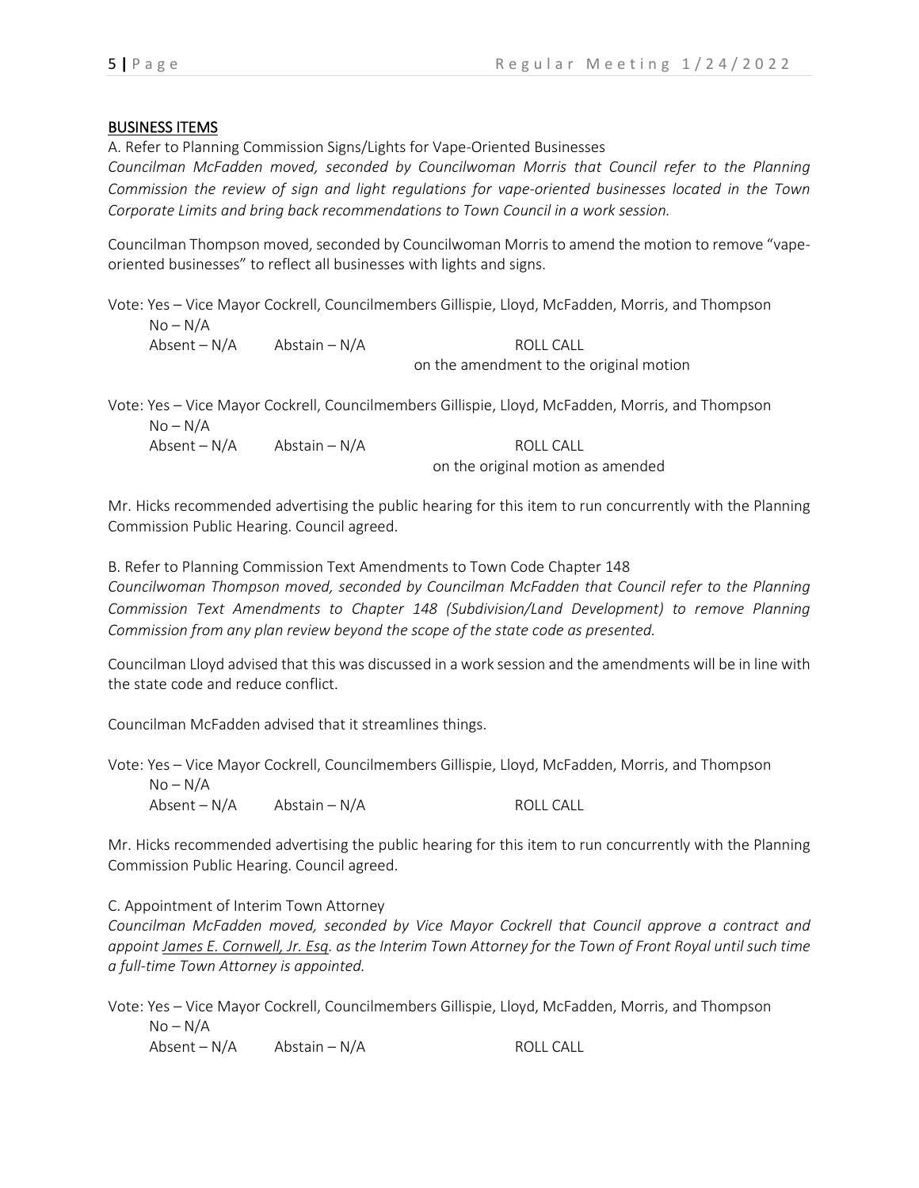## BUSINESS ITEMS

A. Refer to Planning Commission Signs/Lights for Vape-Oriented Businesses

*Councilman McFadden moved, seconded by Councilwoman Morris that Council refer to the Planning Commission the review of sign and light regulations for vape-oriented businesses located in the Town Corporate Limits and bring back recommendations to Town Council in a work session.*

Councilman Thompson moved, seconded by Councilwoman Morris to amend the motion to remove "vape-oriented businesses" to reflect all businesses with lights and signs.

Vote: Yes – Vice Mayor Cockrell, Councilmembers Gillispie, Lloyd, McFadden, Morris, and Thompson
No – N/A
Absent – N/A Abstain – N/A ROLL CALL
on the amendment to the original motion

Vote: Yes – Vice Mayor Cockrell, Councilmembers Gillispie, Lloyd, McFadden, Morris, and Thompson
No – N/A
Absent – N/A Abstain – N/A ROLL CALL
on the original motion as amended

Mr. Hicks recommended advertising the public hearing for this item to run concurrently with the Planning Commission Public Hearing. Council agreed.

B. Refer to Planning Commission Text Amendments to Town Code Chapter 148

*Councilwoman Thompson moved, seconded by Councilman McFadden that Council refer to the Planning Commission Text Amendments to Chapter 148 (Subdivision/Land Development) to remove Planning Commission from any plan review beyond the scope of the state code as presented.*

Councilman Lloyd advised that this was discussed in a work session and the amendments will be in line with the state code and reduce conflict.

Councilman McFadden advised that it streamlines things.

Vote: Yes – Vice Mayor Cockrell, Councilmembers Gillispie, Lloyd, McFadden, Morris, and Thompson
No – N/A
Absent – N/A Abstain – N/A ROLL CALL

Mr. Hicks recommended advertising the public hearing for this item to run concurrently with the Planning Commission Public Hearing. Council agreed.

C. Appointment of Interim Town Attorney

*Councilman McFadden moved, seconded by Vice Mayor Cockrell that Council approve a contract and appoint James E. Cornwell, Jr. Esq. as the Interim Town Attorney for the Town of Front Royal until such time a full-time Town Attorney is appointed.*

Vote: Yes – Vice Mayor Cockrell, Councilmembers Gillispie, Lloyd, McFadden, Morris, and Thompson
No – N/A
Absent – N/A Abstain – N/A ROLL CALL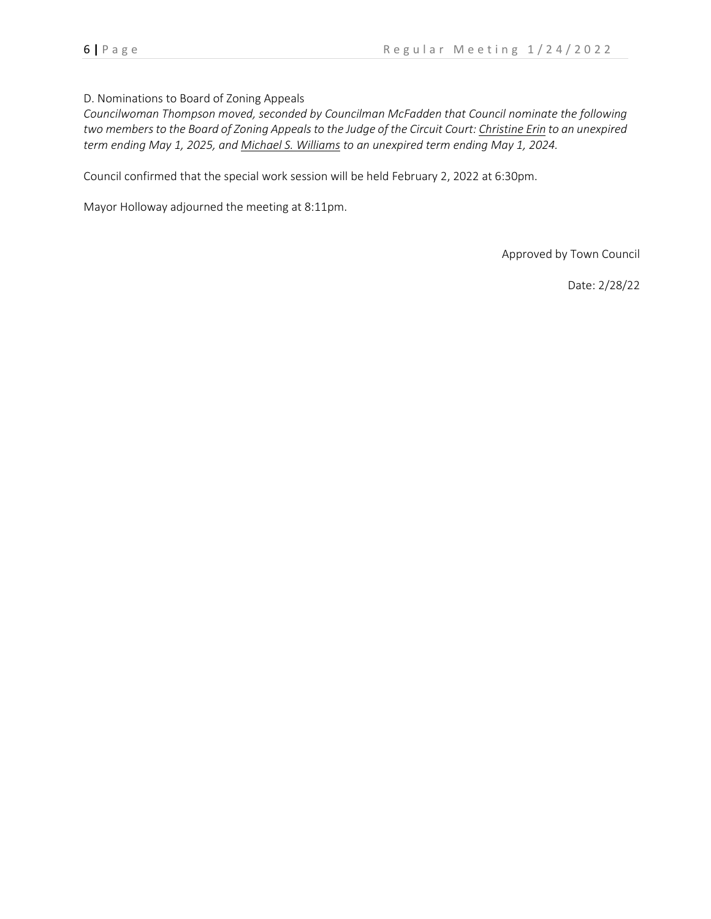D. Nominations to Board of Zoning Appeals

*Councilwoman Thompson moved, seconded by Councilman McFadden that Council nominate the following two members to the Board of Zoning Appeals to the Judge of the Circuit Court: <u>Christine Erin</u> to an unexpired term ending May 1, 2025, and <u>Michael S. Williams</u> to an unexpired term ending May 1, 2024.*

Council confirmed that the special work session will be held February 2, 2022 at 6:30pm.

Mayor Holloway adjourned the meeting at 8:11pm.

Approved by Town Council

Date: 2/28/22